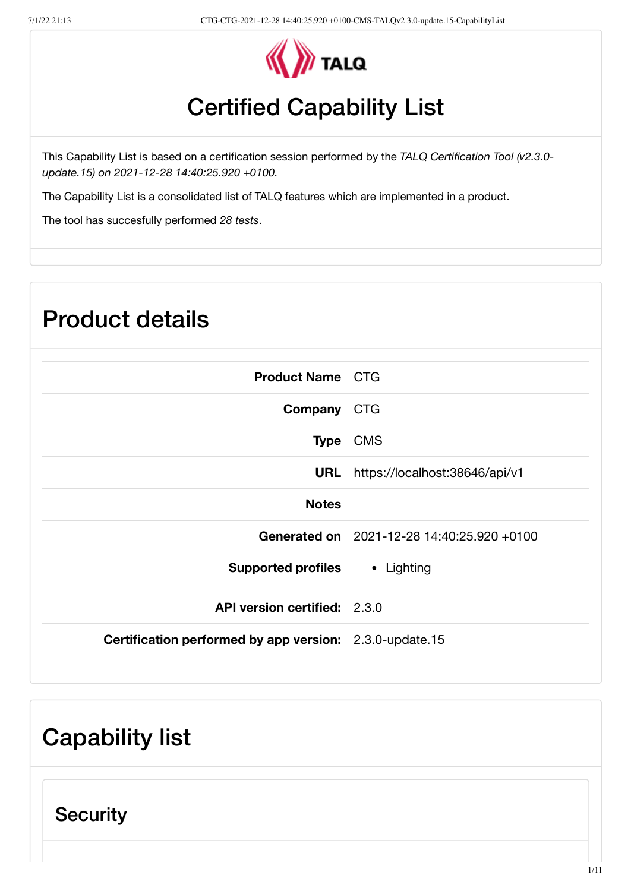TALQ

# Certified Capability List

This Capability List is based on a certification session performed by the *TALQ Certification Tool (v2.3.0-update.15) on 2021-12-28 14:40:25.920 +0100.*

The Capability List is a consolidated list of TALQ features which are implemented in a product.

The tool has succesfully performed *28 tests*.

## Product details

| | |
|---|---|
| **Product Name** | CTG |
| **Company** | CTG |
| **Type** | CMS |
| **URL** | https://localhost:38646/api/v1 |
| **Notes** | |
| **Generated on** | 2021-12-28 14:40:25.920 +0100 |
| **Supported profiles** | • Lighting |
| **API version certified:** | 2.3.0 |
| **Certification performed by app version:** | 2.3.0-update.15 |

## Capability list

### Security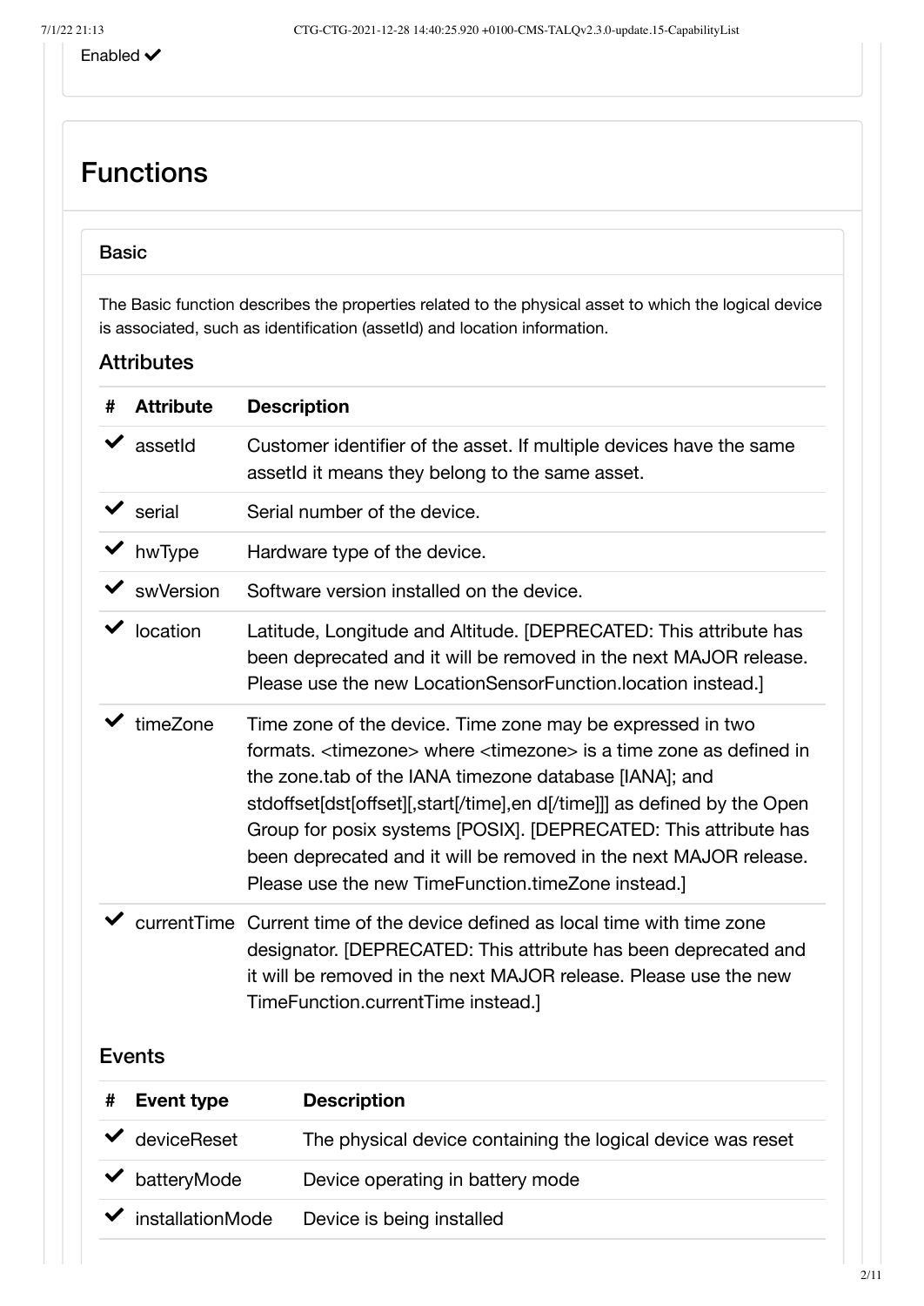Enabled ✔

# Functions

## Basic

The Basic function describes the properties related to the physical asset to which the logical device is associated, such as identification (assetId) and location information.

### Attributes

| # | Attribute | Description |
|---|---|---|
| ✔ | assetId | Customer identifier of the asset. If multiple devices have the same assetId it means they belong to the same asset. |
| ✔ | serial | Serial number of the device. |
| ✔ | hwType | Hardware type of the device. |
| ✔ | swVersion | Software version installed on the device. |
| ✔ | location | Latitude, Longitude and Altitude. [DEPRECATED: This attribute has been deprecated and it will be removed in the next MAJOR release. Please use the new LocationSensorFunction.location instead.] |
| ✔ | timeZone | Time zone of the device. Time zone may be expressed in two formats. <timezone> where <timezone> is a time zone as defined in the zone.tab of the IANA timezone database [IANA]; and stdoffset[dst[offset][,start[/time],en d[/time]]] as defined by the Open Group for posix systems [POSIX]. [DEPRECATED: This attribute has been deprecated and it will be removed in the next MAJOR release. Please use the new TimeFunction.timeZone instead.] |
| ✔ | currentTime | Current time of the device defined as local time with time zone designator. [DEPRECATED: This attribute has been deprecated and it will be removed in the next MAJOR release. Please use the new TimeFunction.currentTime instead.] |

### Events

| # | Event type | Description |
|---|---|---|
| ✔ | deviceReset | The physical device containing the logical device was reset |
| ✔ | batteryMode | Device operating in battery mode |
| ✔ | installationMode | Device is being installed |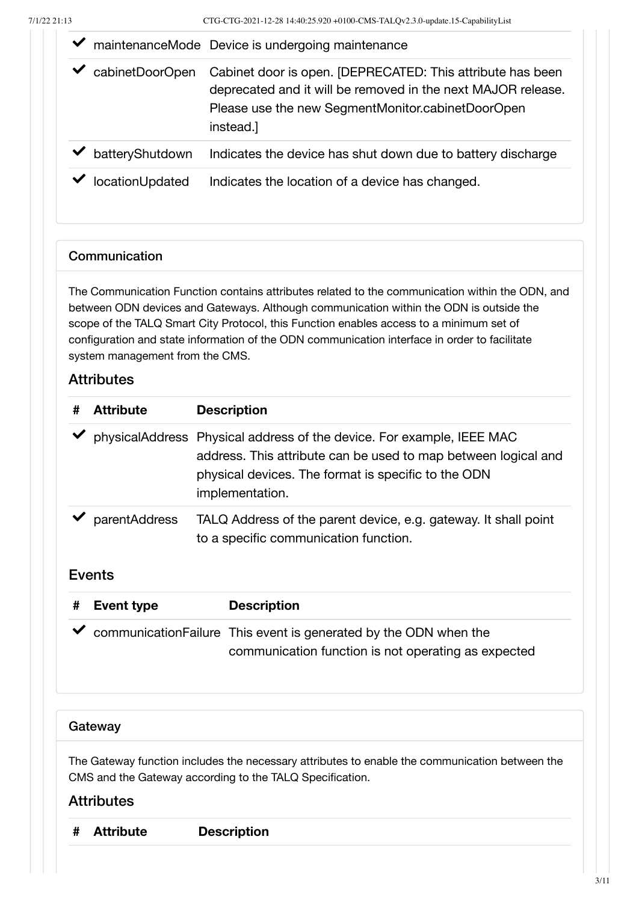| # | Attribute | Description |
|---|---|---|
| ✔ | maintenanceMode | Device is undergoing maintenance |
| ✔ | cabinetDoorOpen | Cabinet door is open. [DEPRECATED: This attribute has been deprecated and it will be removed in the next MAJOR release. Please use the new SegmentMonitor.cabinetDoorOpen instead.] |
| ✔ | batteryShutdown | Indicates the device has shut down due to battery discharge |
| ✔ | locationUpdated | Indicates the location of a device has changed. |

## Communication

The Communication Function contains attributes related to the communication within the ODN, and between ODN devices and Gateways. Although communication within the ODN is outside the scope of the TALQ Smart City Protocol, this Function enables access to a minimum set of configuration and state information of the ODN communication interface in order to facilitate system management from the CMS.

### Attributes

| # | Attribute | Description |
|---|---|---|
| ✔ | physicalAddress | Physical address of the device. For example, IEEE MAC address. This attribute can be used to map between logical and physical devices. The format is specific to the ODN implementation. |
| ✔ | parentAddress | TALQ Address of the parent device, e.g. gateway. It shall point to a specific communication function. |

### Events

| # | Event type | Description |
|---|---|---|
| ✔ | communicationFailure | This event is generated by the ODN when the communication function is not operating as expected |

## Gateway

The Gateway function includes the necessary attributes to enable the communication between the CMS and the Gateway according to the TALQ Specification.

### Attributes

| # | Attribute | Description |
|---|---|---|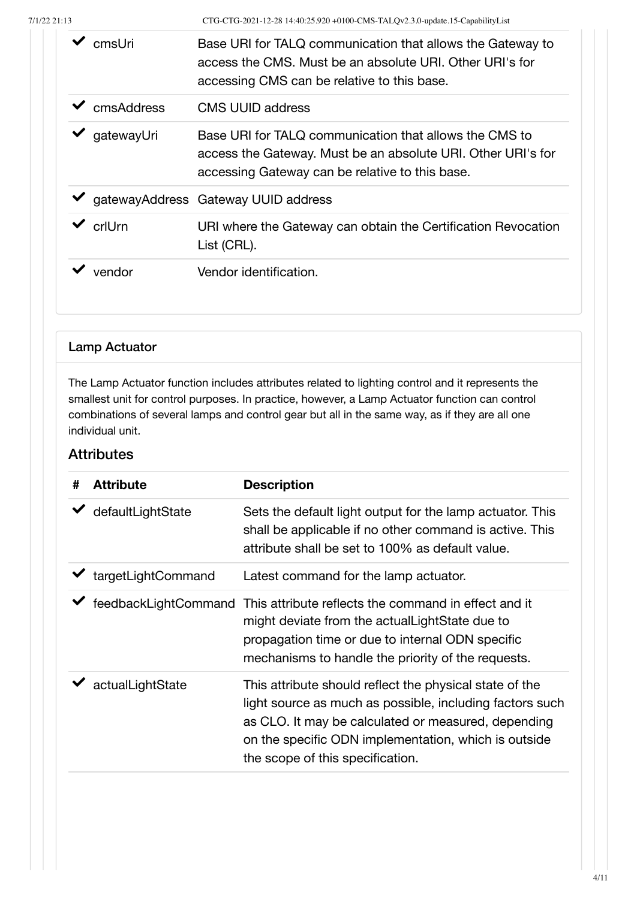| | | |
|---|---|---|
| ✔ | cmsUri | Base URI for TALQ communication that allows the Gateway to access the CMS. Must be an absolute URI. Other URI's for accessing CMS can be relative to this base. |
| ✔ | cmsAddress | CMS UUID address |
| ✔ | gatewayUri | Base URI for TALQ communication that allows the CMS to access the Gateway. Must be an absolute URI. Other URI's for accessing Gateway can be relative to this base. |
| ✔ | gatewayAddress | Gateway UUID address |
| ✔ | crlUrn | URI where the Gateway can obtain the Certification Revocation List (CRL). |
| ✔ | vendor | Vendor identification. |

### Lamp Actuator

The Lamp Actuator function includes attributes related to lighting control and it represents the smallest unit for control purposes. In practice, however, a Lamp Actuator function can control combinations of several lamps and control gear but all in the same way, as if they are all one individual unit.

## Attributes

| # | Attribute | Description |
|---|---|---|
| ✔ | defaultLightState | Sets the default light output for the lamp actuator. This shall be applicable if no other command is active. This attribute shall be set to 100% as default value. |
| ✔ | targetLightCommand | Latest command for the lamp actuator. |
| ✔ | feedbackLightCommand | This attribute reflects the command in effect and it might deviate from the actualLightState due to propagation time or due to internal ODN specific mechanisms to handle the priority of the requests. |
| ✔ | actualLightState | This attribute should reflect the physical state of the light source as much as possible, including factors such as CLO. It may be calculated or measured, depending on the specific ODN implementation, which is outside the scope of this specification. |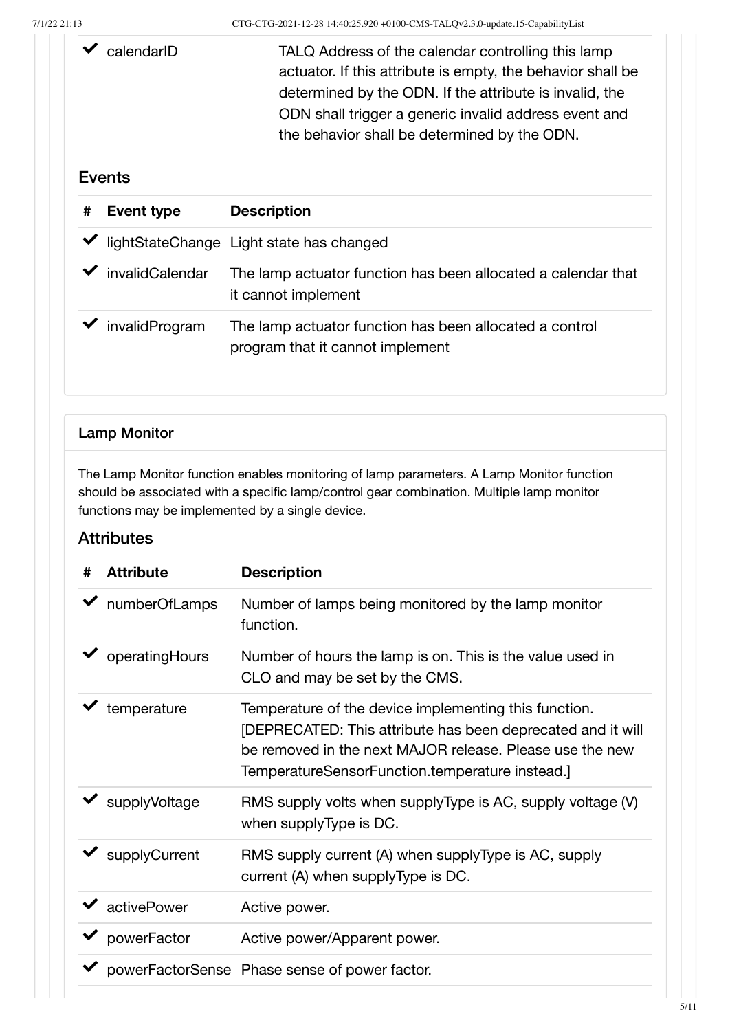| # | Attribute | Description |
|---|---|---|
| ✔ | calendarID | TALQ Address of the calendar controlling this lamp actuator. If this attribute is empty, the behavior shall be determined by the ODN. If the attribute is invalid, the ODN shall trigger a generic invalid address event and the behavior shall be determined by the ODN. |

## Events

| # | Event type | Description |
|---|---|---|
| ✔ | lightStateChange | Light state has changed |
| ✔ | invalidCalendar | The lamp actuator function has been allocated a calendar that it cannot implement |
| ✔ | invalidProgram | The lamp actuator function has been allocated a control program that it cannot implement |

### Lamp Monitor

The Lamp Monitor function enables monitoring of lamp parameters. A Lamp Monitor function should be associated with a specific lamp/control gear combination. Multiple lamp monitor functions may be implemented by a single device.

## Attributes

| # | Attribute | Description |
|---|---|---|
| ✔ | numberOfLamps | Number of lamps being monitored by the lamp monitor function. |
| ✔ | operatingHours | Number of hours the lamp is on. This is the value used in CLO and may be set by the CMS. |
| ✔ | temperature | Temperature of the device implementing this function. [DEPRECATED: This attribute has been deprecated and it will be removed in the next MAJOR release. Please use the new TemperatureSensorFunction.temperature instead.] |
| ✔ | supplyVoltage | RMS supply volts when supplyType is AC, supply voltage (V) when supplyType is DC. |
| ✔ | supplyCurrent | RMS supply current (A) when supplyType is AC, supply current (A) when supplyType is DC. |
| ✔ | activePower | Active power. |
| ✔ | powerFactor | Active power/Apparent power. |
| ✔ | powerFactorSense | Phase sense of power factor. |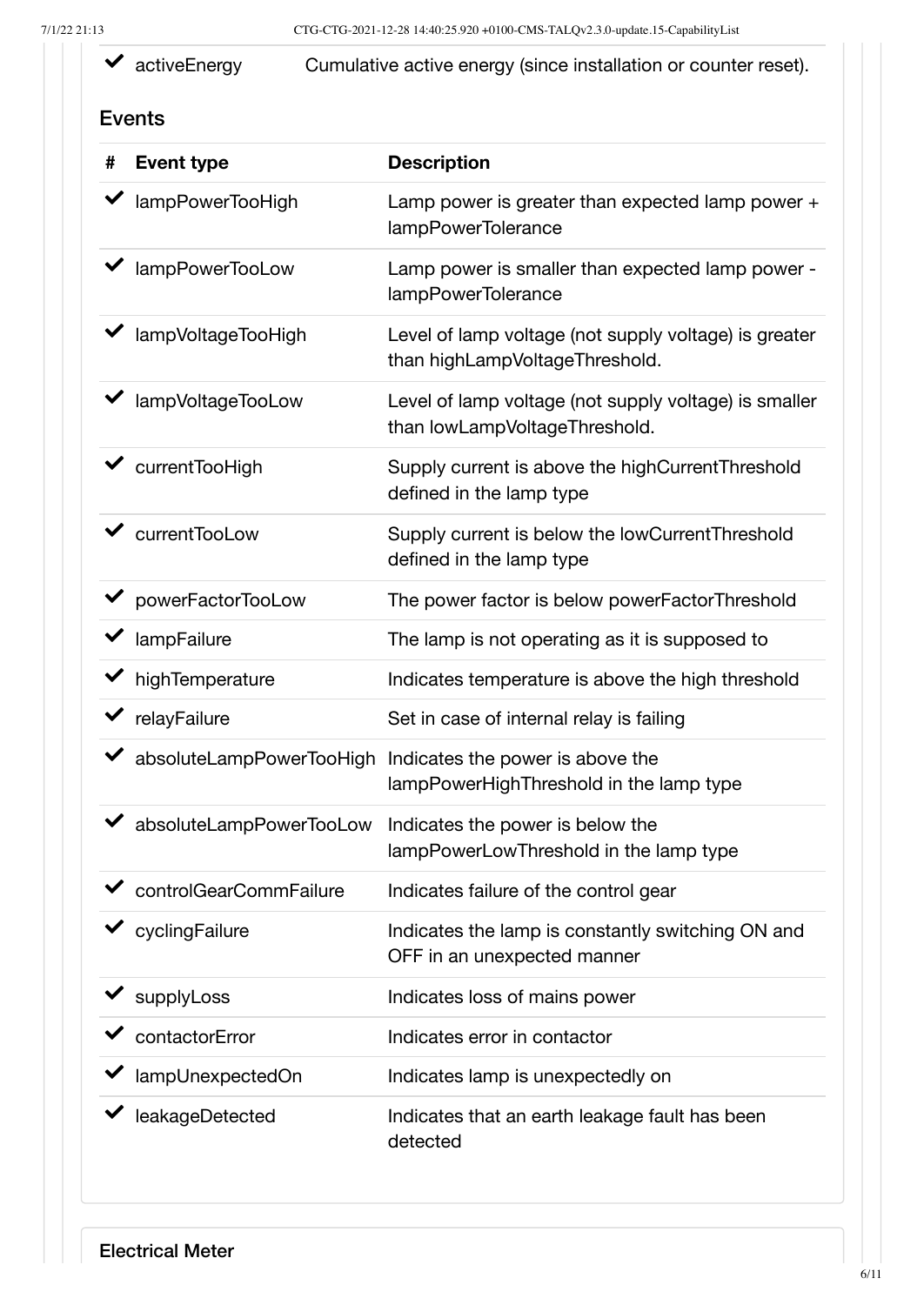| | | |
|---|---|---|
| ✔ | activeEnergy | Cumulative active energy (since installation or counter reset). |

### Events

| # | Event type | Description |
|---|---|---|
| ✔ | lampPowerTooHigh | Lamp power is greater than expected lamp power + lampPowerTolerance |
| ✔ | lampPowerTooLow | Lamp power is smaller than expected lamp power - lampPowerTolerance |
| ✔ | lampVoltageTooHigh | Level of lamp voltage (not supply voltage) is greater than highLampVoltageThreshold. |
| ✔ | lampVoltageTooLow | Level of lamp voltage (not supply voltage) is smaller than lowLampVoltageThreshold. |
| ✔ | currentTooHigh | Supply current is above the highCurrentThreshold defined in the lamp type |
| ✔ | currentTooLow | Supply current is below the lowCurrentThreshold defined in the lamp type |
| ✔ | powerFactorTooLow | The power factor is below powerFactorThreshold |
| ✔ | lampFailure | The lamp is not operating as it is supposed to |
| ✔ | highTemperature | Indicates temperature is above the high threshold |
| ✔ | relayFailure | Set in case of internal relay is failing |
| ✔ | absoluteLampPowerTooHigh | Indicates the power is above the lampPowerHighThreshold in the lamp type |
| ✔ | absoluteLampPowerTooLow | Indicates the power is below the lampPowerLowThreshold in the lamp type |
| ✔ | controlGearCommFailure | Indicates failure of the control gear |
| ✔ | cyclingFailure | Indicates the lamp is constantly switching ON and OFF in an unexpected manner |
| ✔ | supplyLoss | Indicates loss of mains power |
| ✔ | contactorError | Indicates error in contactor |
| ✔ | lampUnexpectedOn | Indicates lamp is unexpectedly on |
| ✔ | leakageDetected | Indicates that an earth leakage fault has been detected |

### Electrical Meter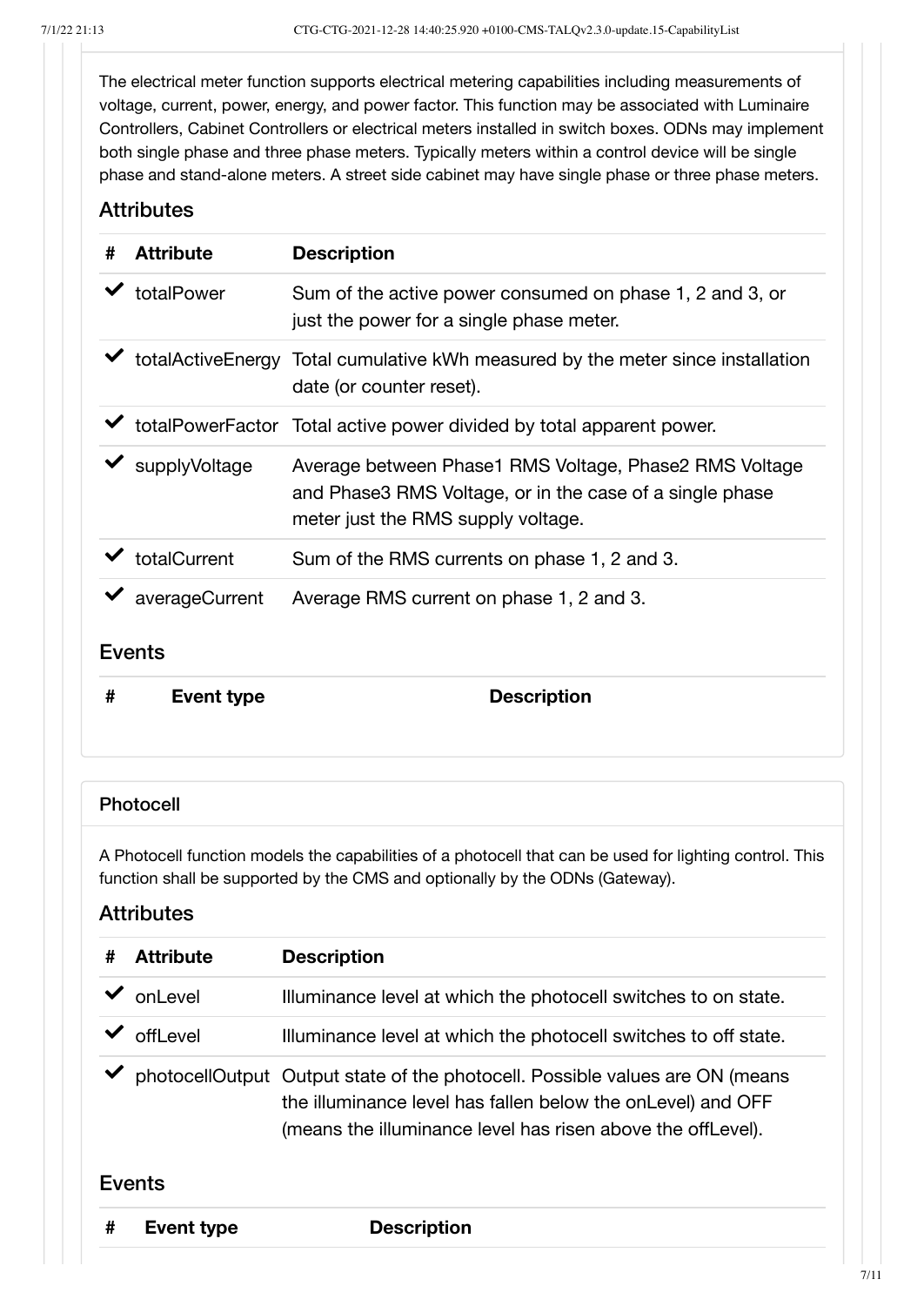The electrical meter function supports electrical metering capabilities including measurements of voltage, current, power, energy, and power factor. This function may be associated with Luminaire Controllers, Cabinet Controllers or electrical meters installed in switch boxes. ODNs may implement both single phase and three phase meters. Typically meters within a control device will be single phase and stand-alone meters. A street side cabinet may have single phase or three phase meters.

### Attributes

| # | Attribute | Description |
|---|---|---|
| ✔ | totalPower | Sum of the active power consumed on phase 1, 2 and 3, or just the power for a single phase meter. |
| ✔ | totalActiveEnergy | Total cumulative kWh measured by the meter since installation date (or counter reset). |
| ✔ | totalPowerFactor | Total active power divided by total apparent power. |
| ✔ | supplyVoltage | Average between Phase1 RMS Voltage, Phase2 RMS Voltage and Phase3 RMS Voltage, or in the case of a single phase meter just the RMS supply voltage. |
| ✔ | totalCurrent | Sum of the RMS currents on phase 1, 2 and 3. |
| ✔ | averageCurrent | Average RMS current on phase 1, 2 and 3. |

### Events

| # | Event type | Description |
|---|---|---|

## Photocell

A Photocell function models the capabilities of a photocell that can be used for lighting control. This function shall be supported by the CMS and optionally by the ODNs (Gateway).

### Attributes

| # | Attribute | Description |
|---|---|---|
| ✔ | onLevel | Illuminance level at which the photocell switches to on state. |
| ✔ | offLevel | Illuminance level at which the photocell switches to off state. |
| ✔ | photocellOutput | Output state of the photocell. Possible values are ON (means the illuminance level has fallen below the onLevel) and OFF (means the illuminance level has risen above the offLevel). |

### Events

| # | Event type | Description |
|---|---|---|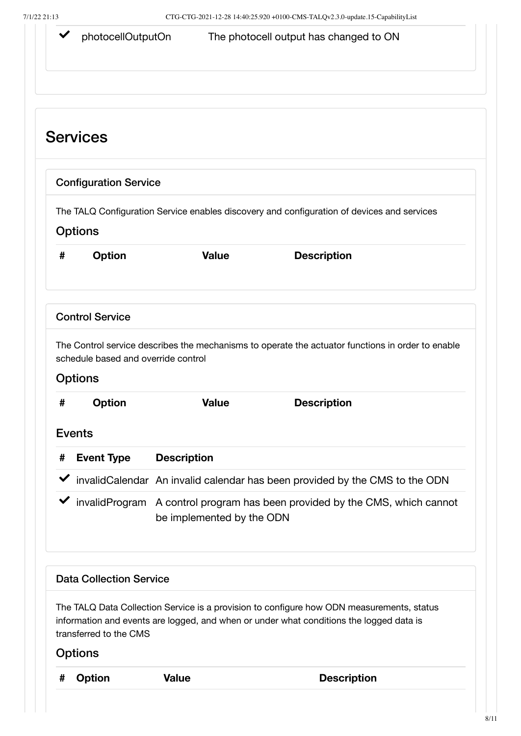| ✔ | photocellOutputOn | The photocell output has changed to ON |
|---|---|---|

## Services

### Configuration Service

The TALQ Configuration Service enables discovery and configuration of devices and services

#### Options

| # | Option | Value | Description |
|---|---|---|---|

### Control Service

The Control service describes the mechanisms to operate the actuator functions in order to enable schedule based and override control

#### Options

| # | Option | Value | Description |
|---|---|---|---|

#### Events

| # | Event Type | Description |
|---|---|---|
| ✔ | invalidCalendar | An invalid calendar has been provided by the CMS to the ODN |
| ✔ | invalidProgram | A control program has been provided by the CMS, which cannot be implemented by the ODN |

### Data Collection Service

The TALQ Data Collection Service is a provision to configure how ODN measurements, status information and events are logged, and when or under what conditions the logged data is transferred to the CMS

#### Options

| # | Option | Value | Description |
|---|---|---|---|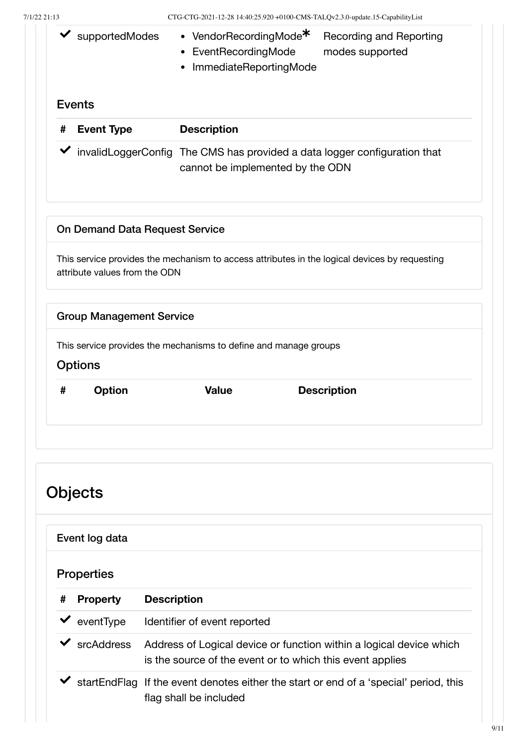| | | | |
|---|---|---|---|
| ✔ | supportedModes | • VendorRecordingMode*<br>• EventRecordingMode<br>• ImmediateReportingMode | Recording and Reporting modes supported |

### Events

| # | Event Type | Description |
|---|---|---|
| ✔ | invalidLoggerConfig | The CMS has provided a data logger configuration that cannot be implemented by the ODN |

### On Demand Data Request Service

This service provides the mechanism to access attributes in the logical devices by requesting attribute values from the ODN

### Group Management Service

This service provides the mechanisms to define and manage groups

#### Options

| # | Option | Value | Description |
|---|---|---|---|

## Objects

### Event log data

#### Properties

| # | Property | Description |
|---|---|---|
| ✔ | eventType | Identifier of event reported |
| ✔ | srcAddress | Address of Logical device or function within a logical device which is the source of the event or to which this event applies |
| ✔ | startEndFlag | If the event denotes either the start or end of a 'special' period, this flag shall be included |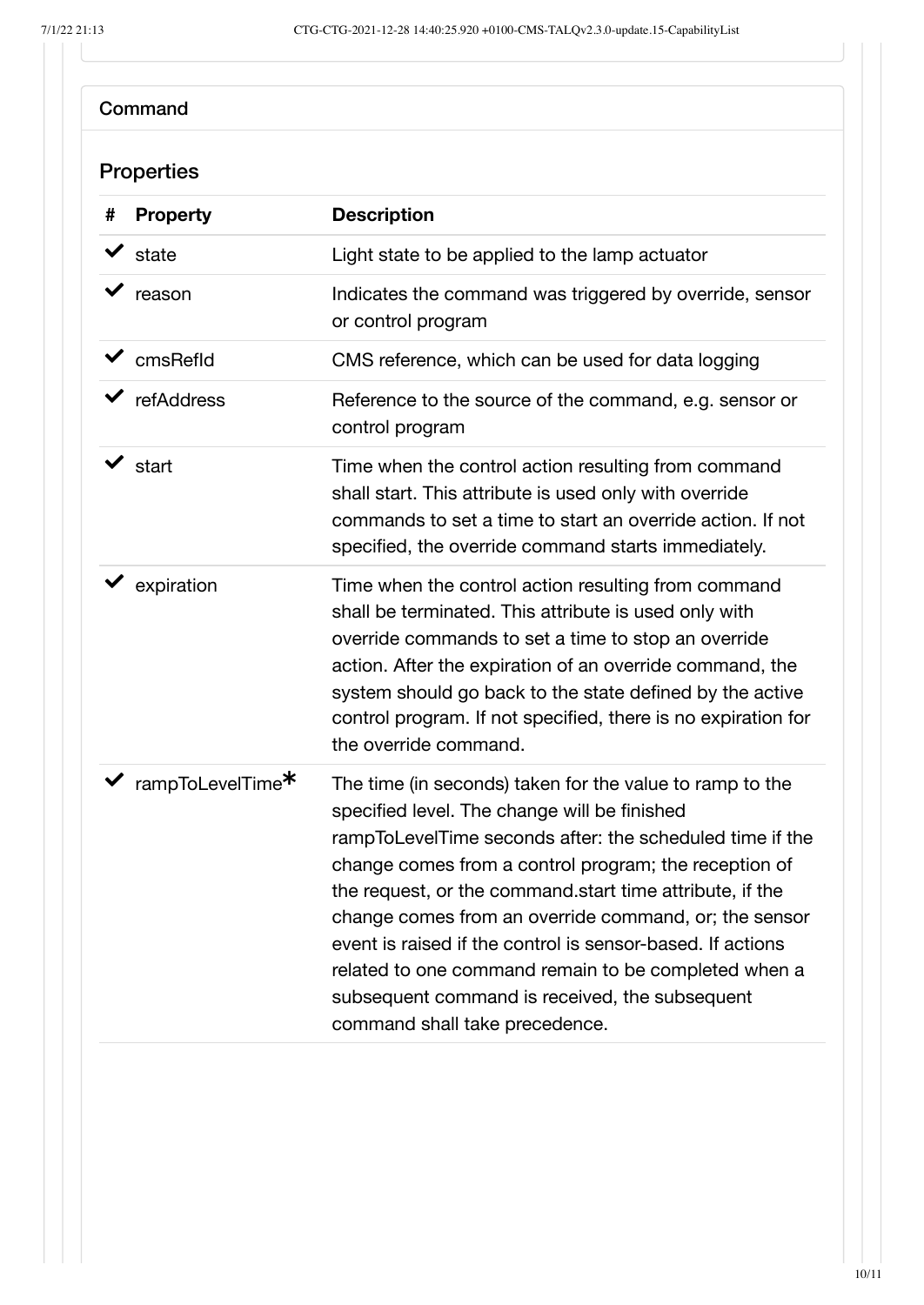Command

### Properties

| # | Property | Description |
|---|---|---|
| ✔ | state | Light state to be applied to the lamp actuator |
| ✔ | reason | Indicates the command was triggered by override, sensor or control program |
| ✔ | cmsRefId | CMS reference, which can be used for data logging |
| ✔ | refAddress | Reference to the source of the command, e.g. sensor or control program |
| ✔ | start | Time when the control action resulting from command shall start. This attribute is used only with override commands to set a time to start an override action. If not specified, the override command starts immediately. |
| ✔ | expiration | Time when the control action resulting from command shall be terminated. This attribute is used only with override commands to set a time to stop an override action. After the expiration of an override command, the system should go back to the state defined by the active control program. If not specified, there is no expiration for the override command. |
| ✔ | rampToLevelTime* | The time (in seconds) taken for the value to ramp to the specified level. The change will be finished rampToLevelTime seconds after: the scheduled time if the change comes from a control program; the reception of the request, or the command.start time attribute, if the change comes from an override command, or; the sensor event is raised if the control is sensor-based. If actions related to one command remain to be completed when a subsequent command is received, the subsequent command shall take precedence. |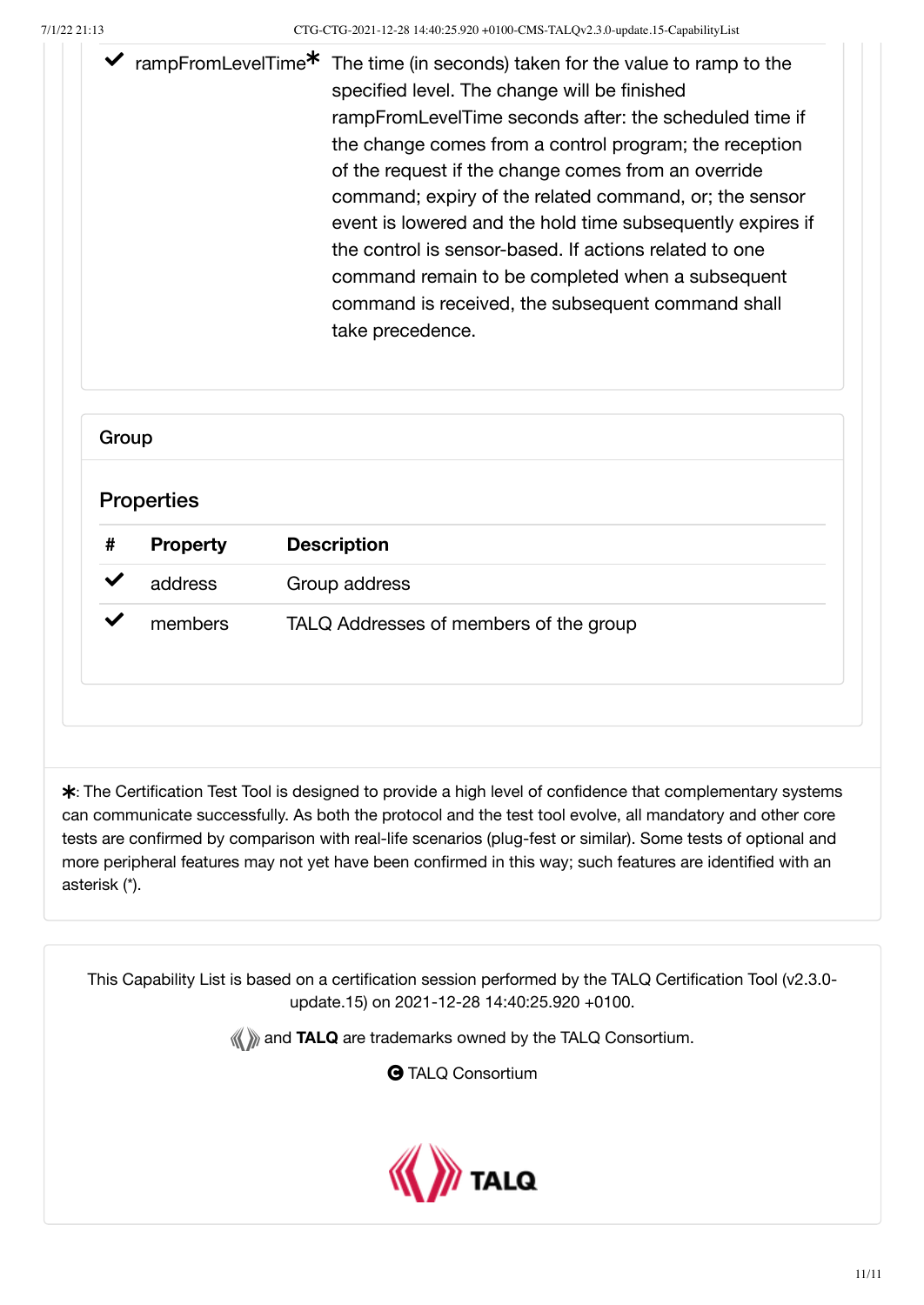| | | |
|---|---|---|
| ✔ | rampFromLevelTime* | The time (in seconds) taken for the value to ramp to the specified level. The change will be finished rampFromLevelTime seconds after: the scheduled time if the change comes from a control program; the reception of the request if the change comes from an override command; expiry of the related command, or; the sensor event is lowered and the hold time subsequently expires if the control is sensor-based. If actions related to one command remain to be completed when a subsequent command is received, the subsequent command shall take precedence. |

Group

### Properties

| # | Property | Description |
|---|---|---|
| ✔ | address | Group address |
| ✔ | members | TALQ Addresses of members of the group |

*: The Certification Test Tool is designed to provide a high level of confidence that complementary systems can communicate successfully. As both the protocol and the test tool evolve, all mandatory and other core tests are confirmed by comparison with real-life scenarios (plug-fest or similar). Some tests of optional and more peripheral features may not yet have been confirmed in this way; such features are identified with an asterisk (*).

This Capability List is based on a certification session performed by the TALQ Certification Tool (v2.3.0-update.15) on 2021-12-28 14:40:25.920 +0100.

and **TALQ** are trademarks owned by the TALQ Consortium.

© TALQ Consortium

TALQ